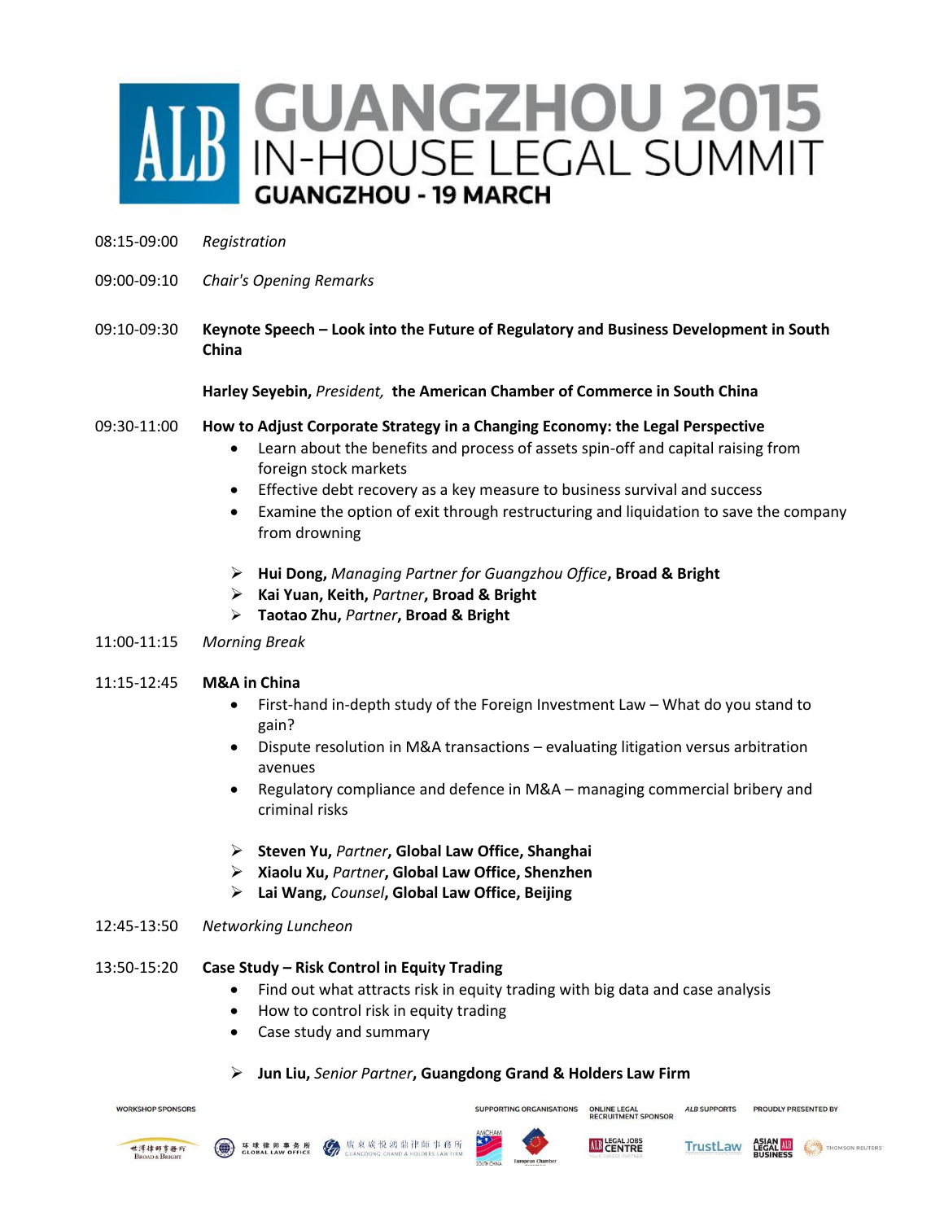# ALB GUANGZHOU 2015 IN-HOUSE LEGAL SUMMIT

## GUANGZHOU - 19 MARCH

08:15-09:00 *Registration*

09:00-09:10 *Chair's Opening Remarks*

09:10-09:30 **Keynote Speech – Look into the Future of Regulatory and Business Development in South China**

**Harley Seyebin,** *President,* **the American Chamber of Commerce in South China**

09:30-11:00 **How to Adjust Corporate Strategy in a Changing Economy: the Legal Perspective**

- Learn about the benefits and process of assets spin-off and capital raising from foreign stock markets
- Effective debt recovery as a key measure to business survival and success
- Examine the option of exit through restructuring and liquidation to save the company from drowning

- ➢ **Hui Dong,** *Managing Partner for Guangzhou Office*, **Broad & Bright**
- ➢ **Kai Yuan, Keith,** *Partner*, **Broad & Bright**
- ➢ **Taotao Zhu,** *Partner*, **Broad & Bright**

11:00-11:15 *Morning Break*

11:15-12:45 **M&A in China**

- First-hand in-depth study of the Foreign Investment Law – What do you stand to gain?
- Dispute resolution in M&A transactions – evaluating litigation versus arbitration avenues
- Regulatory compliance and defence in M&A – managing commercial bribery and criminal risks

- ➢ **Steven Yu,** *Partner*, **Global Law Office, Shanghai**
- ➢ **Xiaolu Xu,** *Partner*, **Global Law Office, Shenzhen**
- ➢ **Lai Wang,** *Counsel*, **Global Law Office, Beijing**

12:45-13:50 *Networking Luncheon*

13:50-15:20 **Case Study – Risk Control in Equity Trading**

- Find out what attracts risk in equity trading with big data and case analysis
- How to control risk in equity trading
- Case study and summary

- ➢ **Jun Liu,** *Senior Partner*, **Guangdong Grand & Holders Law Firm**

WORKSHOP SPONSORS　SUPPORTING ORGANISATIONS　ONLINE LEGAL RECRUITMENT SPONSOR　ALB SUPPORTS　PROUDLY PRESENTED BY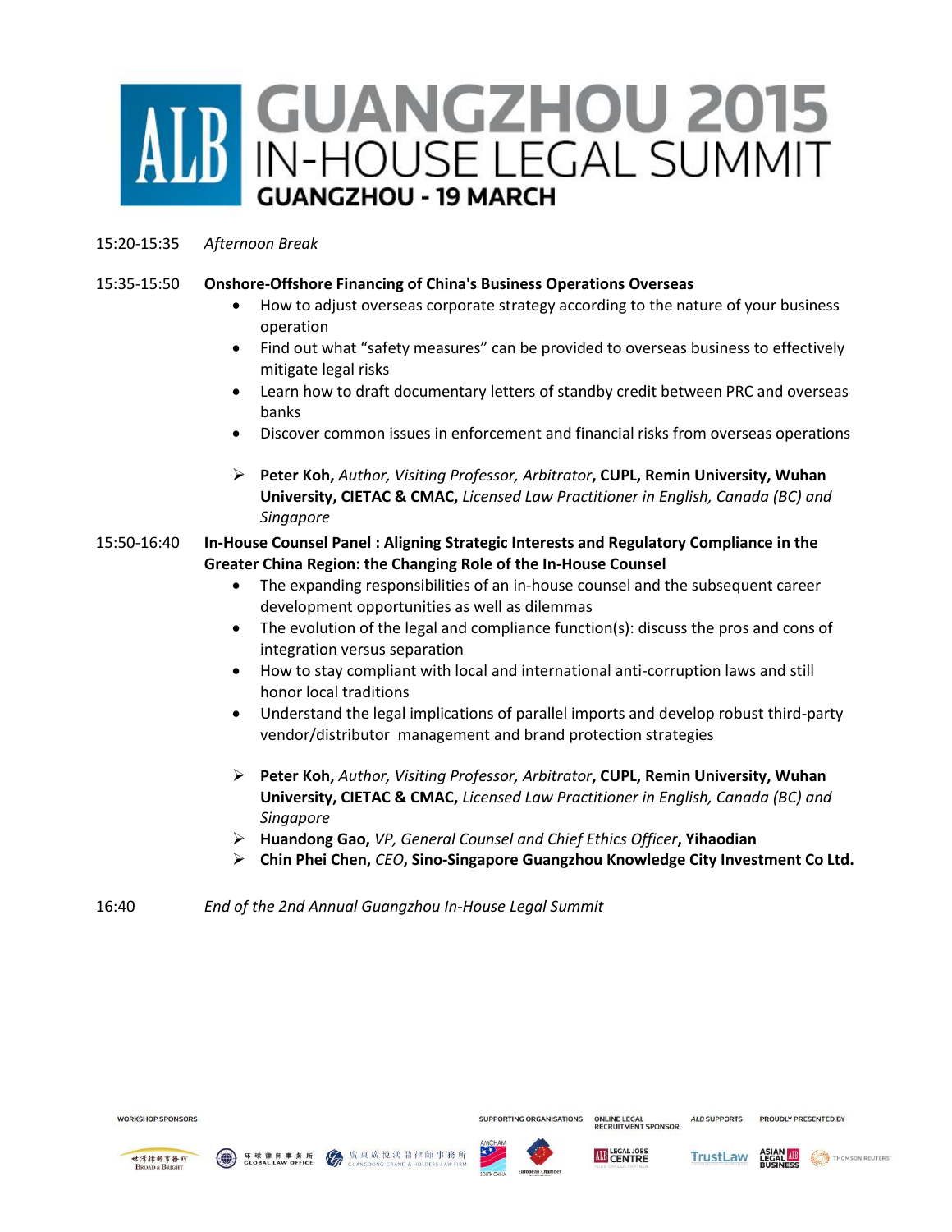# ALB GUANGZHOU 2015 IN-HOUSE LEGAL SUMMIT

## GUANGZHOU - 19 MARCH

15:20-15:35 *Afternoon Break*

15:35-15:50 **Onshore-Offshore Financing of China's Business Operations Overseas**

- How to adjust overseas corporate strategy according to the nature of your business operation
- Find out what "safety measures" can be provided to overseas business to effectively mitigate legal risks
- Learn how to draft documentary letters of standby credit between PRC and overseas banks
- Discover common issues in enforcement and financial risks from overseas operations

- **Peter Koh,** *Author, Visiting Professor, Arbitrator*, **CUPL, Remin University, Wuhan University, CIETAC & CMAC,** *Licensed Law Practitioner in English, Canada (BC) and Singapore*

15:50-16:40 **In-House Counsel Panel : Aligning Strategic Interests and Regulatory Compliance in the Greater China Region: the Changing Role of the In-House Counsel**

- The expanding responsibilities of an in-house counsel and the subsequent career development opportunities as well as dilemmas
- The evolution of the legal and compliance function(s): discuss the pros and cons of integration versus separation
- How to stay compliant with local and international anti-corruption laws and still honor local traditions
- Understand the legal implications of parallel imports and develop robust third-party vendor/distributor management and brand protection strategies

- **Peter Koh,** *Author, Visiting Professor, Arbitrator*, **CUPL, Remin University, Wuhan University, CIETAC & CMAC,** *Licensed Law Practitioner in English, Canada (BC) and Singapore*
- **Huandong Gao,** *VP, General Counsel and Chief Ethics Officer*, **Yihaodian**
- **Chin Phei Chen,** *CEO*, **Sino-Singapore Guangzhou Knowledge City Investment Co Ltd.**

16:40 *End of the 2nd Annual Guangzhou In-House Legal Summit*

WORKSHOP SPONSORS | SUPPORTING ORGANISATIONS | ONLINE LEGAL RECRUITMENT SPONSOR | ALB SUPPORTS | PROUDLY PRESENTED BY